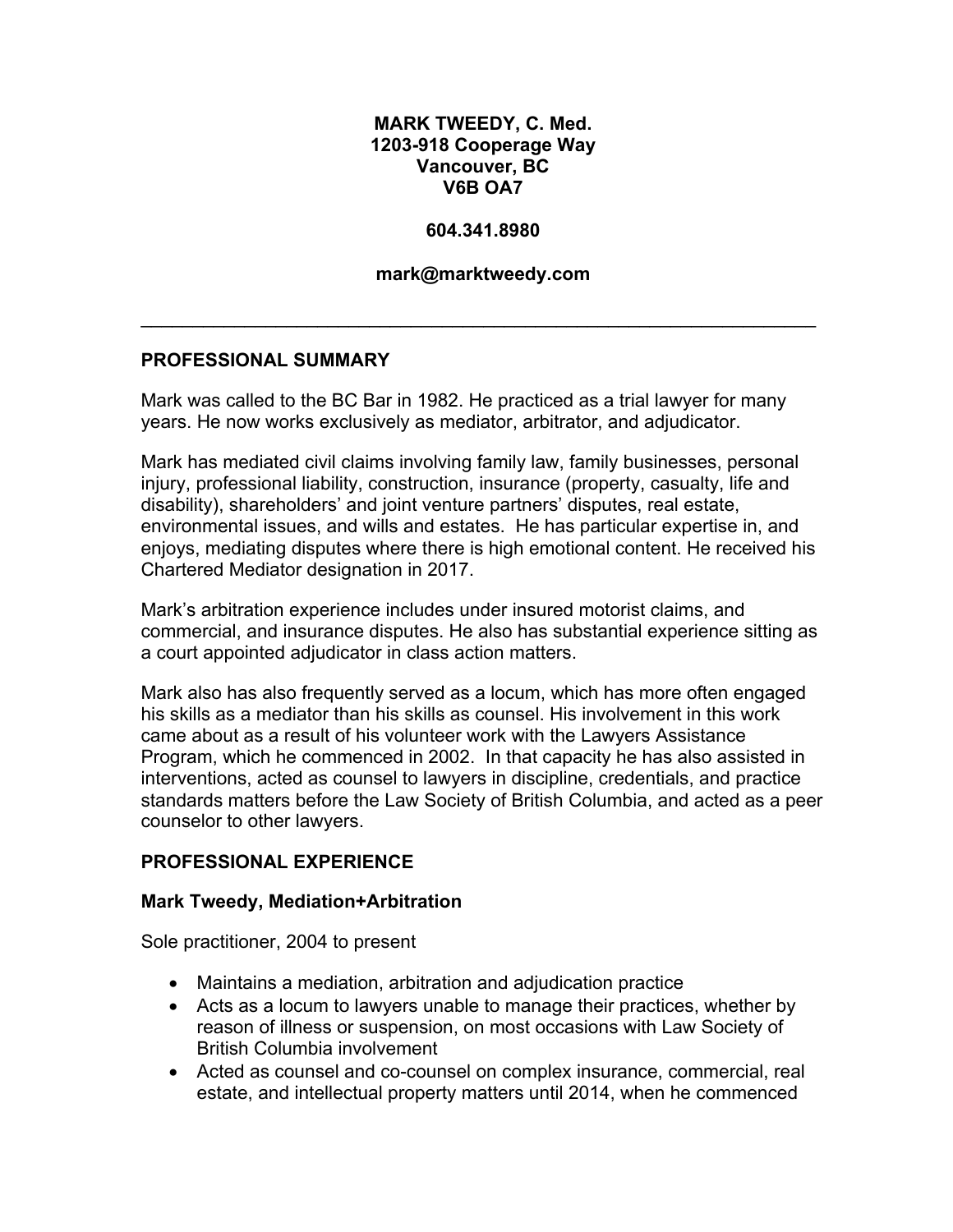**MARK TWEEDY, C. Med.**
**1203-918 Cooperage Way**
**Vancouver, BC**
**V6B OA7**

**604.341.8980**

**mark@marktweedy.com**

---

## PROFESSIONAL SUMMARY

Mark was called to the BC Bar in 1982. He practiced as a trial lawyer for many years. He now works exclusively as mediator, arbitrator, and adjudicator.

Mark has mediated civil claims involving family law, family businesses, personal injury, professional liability, construction, insurance (property, casualty, life and disability), shareholders' and joint venture partners' disputes, real estate, environmental issues, and wills and estates. He has particular expertise in, and enjoys, mediating disputes where there is high emotional content. He received his Chartered Mediator designation in 2017.

Mark's arbitration experience includes under insured motorist claims, and commercial, and insurance disputes. He also has substantial experience sitting as a court appointed adjudicator in class action matters.

Mark also has also frequently served as a locum, which has more often engaged his skills as a mediator than his skills as counsel. His involvement in this work came about as a result of his volunteer work with the Lawyers Assistance Program, which he commenced in 2002. In that capacity he has also assisted in interventions, acted as counsel to lawyers in discipline, credentials, and practice standards matters before the Law Society of British Columbia, and acted as a peer counselor to other lawyers.

## PROFESSIONAL EXPERIENCE

### Mark Tweedy, Mediation+Arbitration

Sole practitioner, 2004 to present

- Maintains a mediation, arbitration and adjudication practice
- Acts as a locum to lawyers unable to manage their practices, whether by reason of illness or suspension, on most occasions with Law Society of British Columbia involvement
- Acted as counsel and co-counsel on complex insurance, commercial, real estate, and intellectual property matters until 2014, when he commenced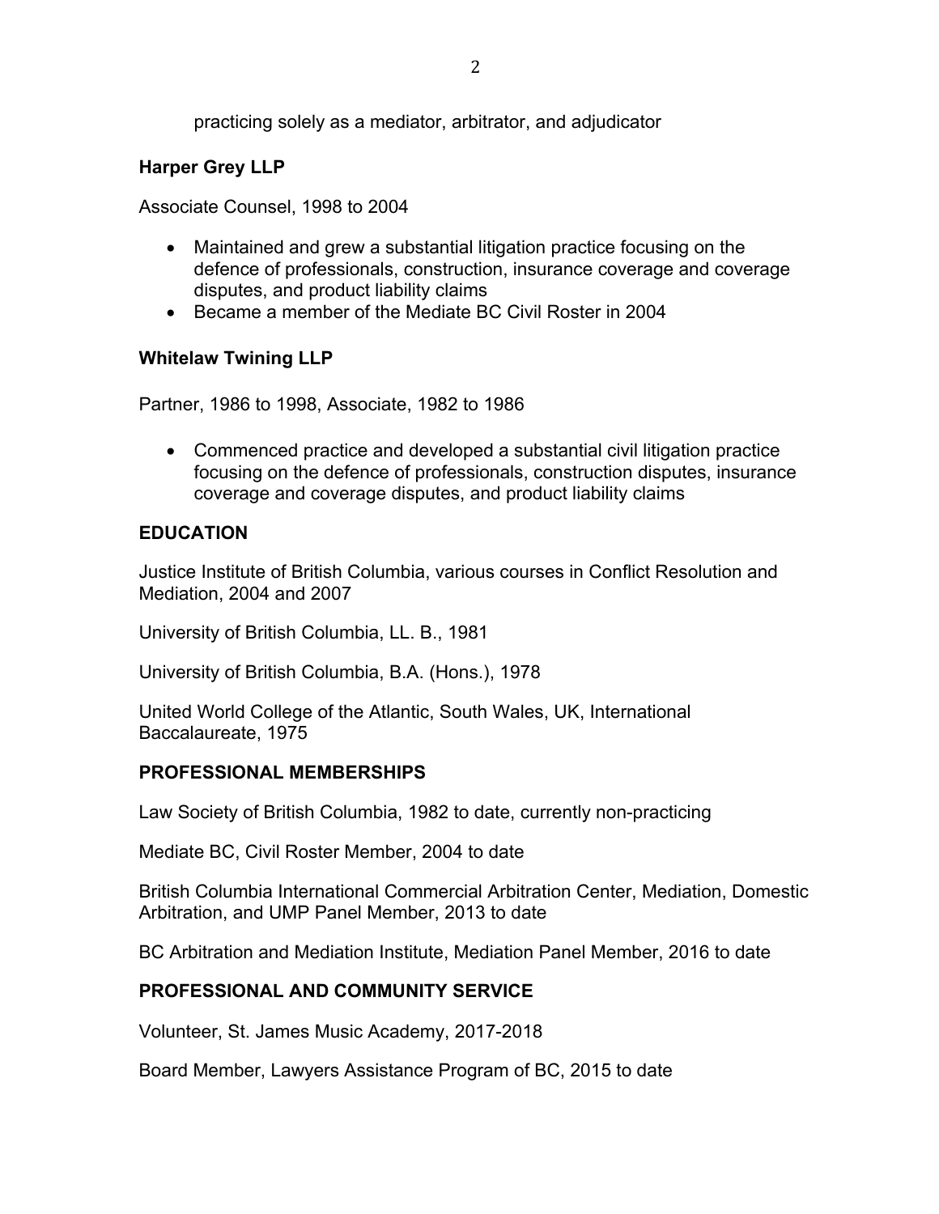practicing solely as a mediator, arbitrator, and adjudicator

**Harper Grey LLP**

Associate Counsel, 1998 to 2004

- Maintained and grew a substantial litigation practice focusing on the defence of professionals, construction, insurance coverage and coverage disputes, and product liability claims
- Became a member of the Mediate BC Civil Roster in 2004

**Whitelaw Twining LLP**

Partner, 1986 to 1998, Associate, 1982 to 1986

- Commenced practice and developed a substantial civil litigation practice focusing on the defence of professionals, construction disputes, insurance coverage and coverage disputes, and product liability claims

## EDUCATION

Justice Institute of British Columbia, various courses in Conflict Resolution and Mediation, 2004 and 2007

University of British Columbia, LL. B., 1981

University of British Columbia, B.A. (Hons.), 1978

United World College of the Atlantic, South Wales, UK, International Baccalaureate, 1975

## PROFESSIONAL MEMBERSHIPS

Law Society of British Columbia, 1982 to date, currently non-practicing

Mediate BC, Civil Roster Member, 2004 to date

British Columbia International Commercial Arbitration Center, Mediation, Domestic Arbitration, and UMP Panel Member, 2013 to date

BC Arbitration and Mediation Institute, Mediation Panel Member, 2016 to date

## PROFESSIONAL AND COMMUNITY SERVICE

Volunteer, St. James Music Academy, 2017-2018

Board Member, Lawyers Assistance Program of BC, 2015 to date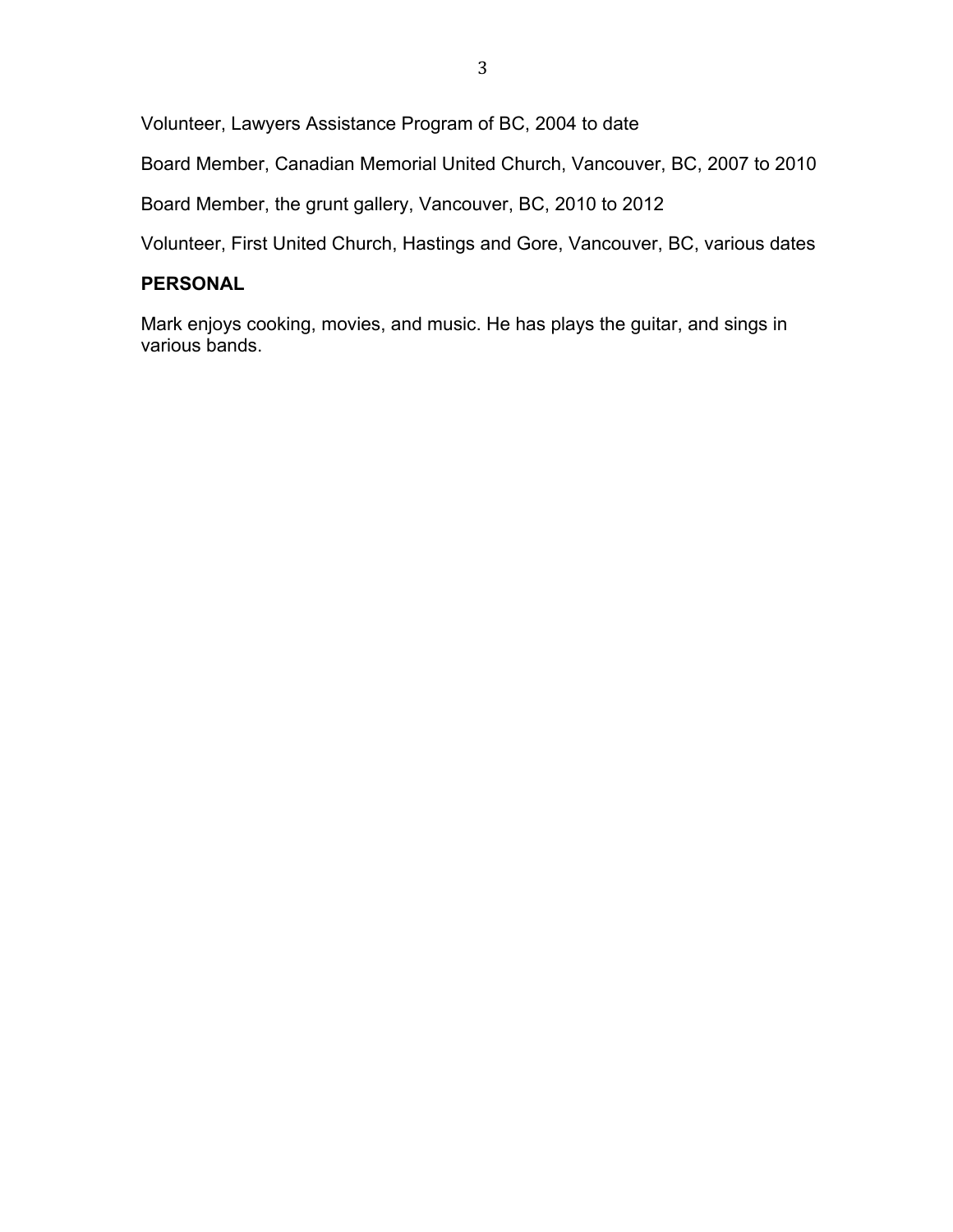Volunteer, Lawyers Assistance Program of BC, 2004 to date

Board Member, Canadian Memorial United Church, Vancouver, BC, 2007 to 2010

Board Member, the grunt gallery, Vancouver, BC, 2010 to 2012

Volunteer, First United Church, Hastings and Gore, Vancouver, BC, various dates

## PERSONAL

Mark enjoys cooking, movies, and music. He has plays the guitar, and sings in various bands.